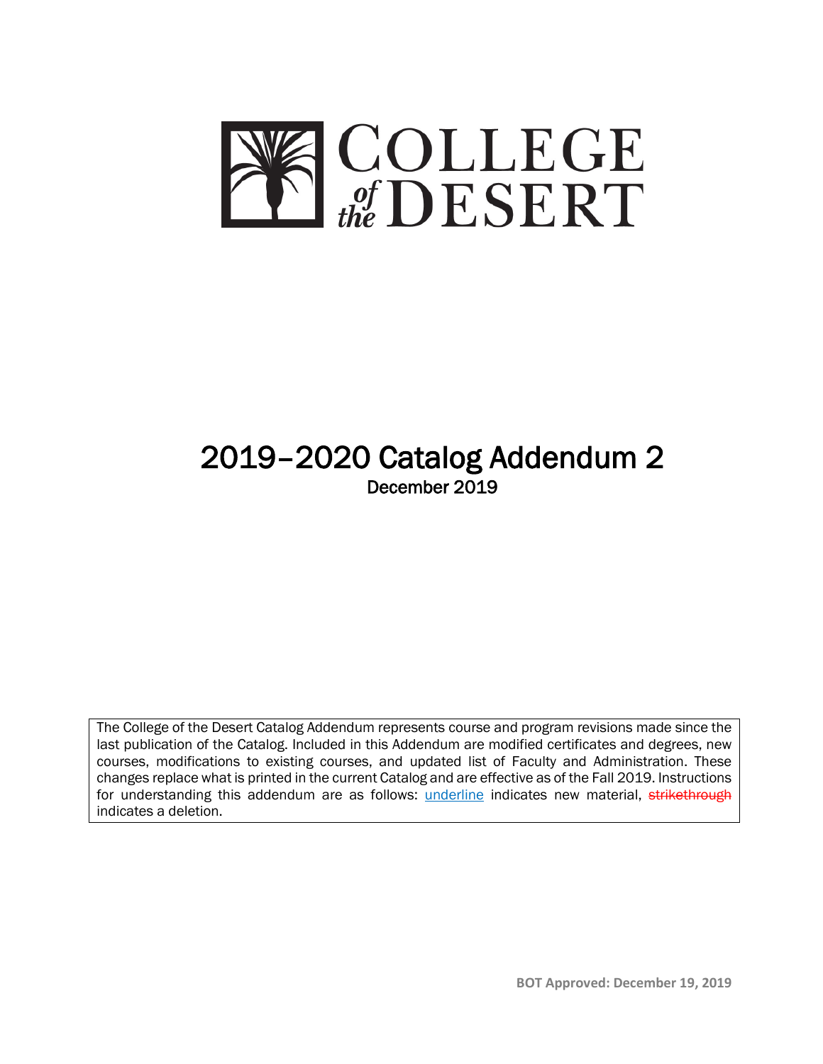# COLLEGE of the DESERT

# 2019–2020 Catalog Addendum 2

December 2019

The College of the Desert Catalog Addendum represents course and program revisions made since the last publication of the Catalog. Included in this Addendum are modified certificates and degrees, new courses, modifications to existing courses, and updated list of Faculty and Administration. These changes replace what is printed in the current Catalog and are effective as of the Fall 2019. Instructions for understanding this addendum are as follows: <u>underline</u> indicates new material, ~~strikethrough~~ indicates a deletion.

**BOT Approved: December 19, 2019**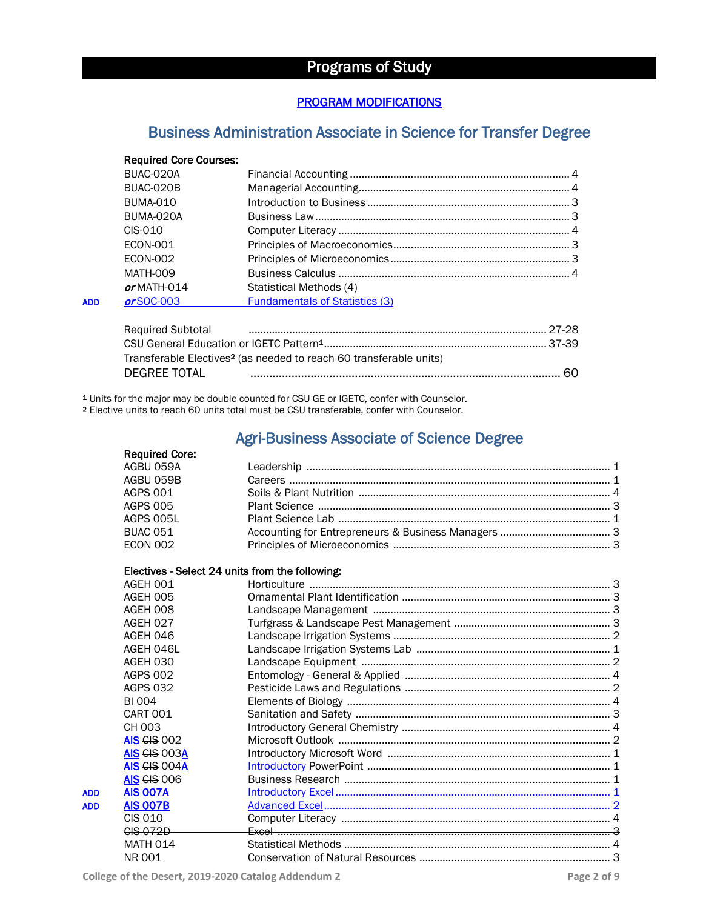# Programs of Study

## PROGRAM MODIFICATIONS

## Business Administration Associate in Science for Transfer Degree

**Required Core Courses:**

| | | | |
|---|---|---|---|
| | BUAC-020A | Financial Accounting | 4 |
| | BUAC-020B | Managerial Accounting | 4 |
| | BUMA-010 | Introduction to Business | 3 |
| | BUMA-020A | Business Law | 3 |
| | CIS-010 | Computer Literacy | 4 |
| | ECON-001 | Principles of Macroeconomics | 3 |
| | ECON-002 | Principles of Microeconomics | 3 |
| | MATH-009 | Business Calculus | 4 |
| | *or* MATH-014 | Statistical Methods (4) | |
| ADD | *or* SOC-003 | Fundamentals of Statistics (3) | |

| | |
|---|---|
| Required Subtotal | 27-28 |
| CSU General Education or IGETC Pattern[1] | 37-39 |
| Transferable Electives[2] (as needed to reach 60 transferable units) | |
| DEGREE TOTAL | 60 |

[1] Units for the major may be double counted for CSU GE or IGETC, confer with Counselor.
[2] Elective units to reach 60 units total must be CSU transferable, confer with Counselor.

## Agri-Business Associate of Science Degree

**Required Core:**

| | | |
|---|---|---|
| AGBU 059A | Leadership | 1 |
| AGBU 059B | Careers | 1 |
| AGPS 001 | Soils & Plant Nutrition | 4 |
| AGPS 005 | Plant Science | 3 |
| AGPS 005L | Plant Science Lab | 1 |
| BUAC 051 | Accounting for Entrepreneurs & Business Managers | 3 |
| ECON 002 | Principles of Microeconomics | 3 |

**Electives - Select 24 units from the following:**

| | | | |
|---|---|---|---|
| | AGEH 001 | Horticulture | 3 |
| | AGEH 005 | Ornamental Plant Identification | 3 |
| | AGEH 008 | Landscape Management | 3 |
| | AGEH 027 | Turfgrass & Landscape Pest Management | 3 |
| | AGEH 046 | Landscape Irrigation Systems | 2 |
| | AGEH 046L | Landscape Irrigation Systems Lab | 1 |
| | AGEH 030 | Landscape Equipment | 2 |
| | AGPS 002 | Entomology - General & Applied | 4 |
| | AGPS 032 | Pesticide Laws and Regulations | 2 |
| | BI 004 | Elements of Biology | 4 |
| | CART 001 | Sanitation and Safety | 3 |
| | CH 003 | Introductory General Chemistry | 4 |
| | AIS ~~CIS~~ 002 | Microsoft Outlook | 2 |
| | AIS ~~CIS~~ 003A | Introductory Microsoft Word | 1 |
| | AIS ~~CIS~~ 004A | Introductory PowerPoint | 1 |
| | AIS ~~CIS~~ 006 | Business Research | 1 |
| ADD | AIS 007A | Introductory Excel | 1 |
| ADD | AIS 007B | Advanced Excel | 2 |
| | CIS 010 | Computer Literacy | 4 |
| | ~~CIS 072D~~ | ~~Excel~~ | ~~3~~ |
| | MATH 014 | Statistical Methods | 4 |
| | NR 001 | Conservation of Natural Resources | 3 |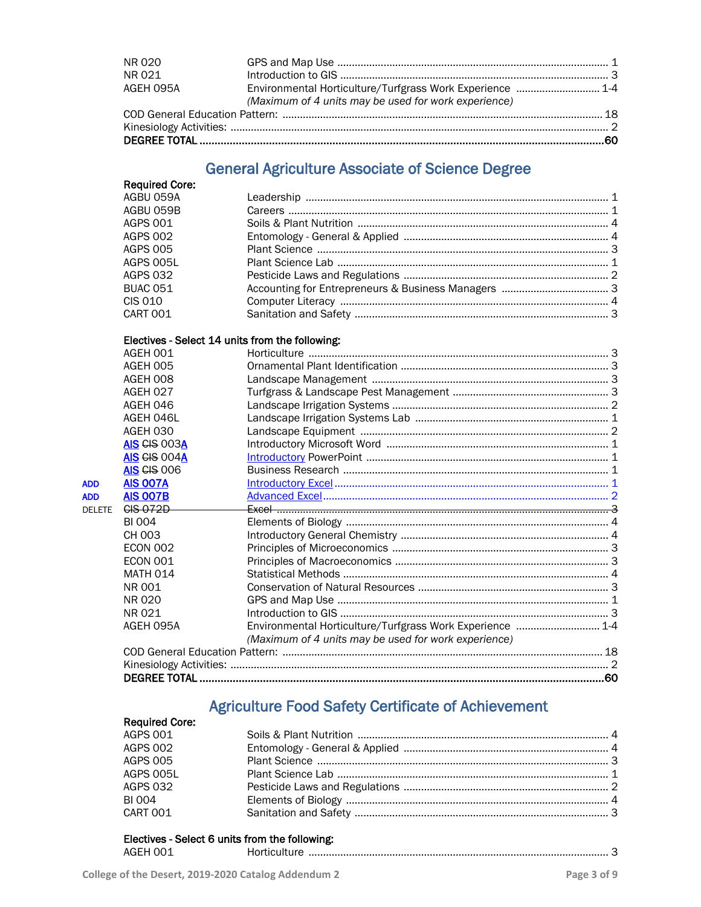| | | |
|---|---|---|
| NR 020 | GPS and Map Use | 1 |
| NR 021 | Introduction to GIS | 3 |
| AGEH 095A | Environmental Horticulture/Turfgrass Work Experience | 1-4 |
| | *(Maximum of 4 units may be used for work experience)* | |
| COD General Education Pattern: | | 18 |
| Kinesiology Activities: | | 2 |
| **DEGREE TOTAL** | | **60** |

## General Agriculture Associate of Science Degree

**Required Core:**

| | | |
|---|---|---|
| AGBU 059A | Leadership | 1 |
| AGBU 059B | Careers | 1 |
| AGPS 001 | Soils & Plant Nutrition | 4 |
| AGPS 002 | Entomology - General & Applied | 4 |
| AGPS 005 | Plant Science | 3 |
| AGPS 005L | Plant Science Lab | 1 |
| AGPS 032 | Pesticide Laws and Regulations | 2 |
| BUAC 051 | Accounting for Entrepreneurs & Business Managers | 3 |
| CIS 010 | Computer Literacy | 4 |
| CART 001 | Sanitation and Safety | 3 |

**Electives - Select 14 units from the following:**

| | | | |
|---|---|---|---|
| | AGEH 001 | Horticulture | 3 |
| | AGEH 005 | Ornamental Plant Identification | 3 |
| | AGEH 008 | Landscape Management | 3 |
| | AGEH 027 | Turfgrass & Landscape Pest Management | 3 |
| | AGEH 046 | Landscape Irrigation Systems | 2 |
| | AGEH 046L | Landscape Irrigation Systems Lab | 1 |
| | AGEH 030 | Landscape Equipment | 2 |
| | AIS ~~CIS~~ 003A | Introductory Microsoft Word | 1 |
| | AIS ~~CIS~~ 004A | Introductory PowerPoint | 1 |
| | AIS ~~CIS~~ 006 | Business Research | 1 |
| ADD | **AIS 007A** | Introductory Excel | 1 |
| ADD | **AIS 007B** | Advanced Excel | 2 |
| DELETE | ~~CIS 072D~~ | ~~Excel~~ | ~~3~~ |
| | BI 004 | Elements of Biology | 4 |
| | CH 003 | Introductory General Chemistry | 4 |
| | ECON 002 | Principles of Microeconomics | 3 |
| | ECON 001 | Principles of Macroeconomics | 3 |
| | MATH 014 | Statistical Methods | 4 |
| | NR 001 | Conservation of Natural Resources | 3 |
| | NR 020 | GPS and Map Use | 1 |
| | NR 021 | Introduction to GIS | 3 |
| | AGEH 095A | Environmental Horticulture/Turfgrass Work Experience | 1-4 |
| | | *(Maximum of 4 units may be used for work experience)* | |
| | COD General Education Pattern: | | 18 |
| | Kinesiology Activities: | | 2 |
| | **DEGREE TOTAL** | | **60** |

## Agriculture Food Safety Certificate of Achievement

**Required Core:**

| | | |
|---|---|---|
| AGPS 001 | Soils & Plant Nutrition | 4 |
| AGPS 002 | Entomology - General & Applied | 4 |
| AGPS 005 | Plant Science | 3 |
| AGPS 005L | Plant Science Lab | 1 |
| AGPS 032 | Pesticide Laws and Regulations | 2 |
| BI 004 | Elements of Biology | 4 |
| CART 001 | Sanitation and Safety | 3 |

**Electives - Select 6 units from the following:**

| | | |
|---|---|---|
| AGEH 001 | Horticulture | 3 |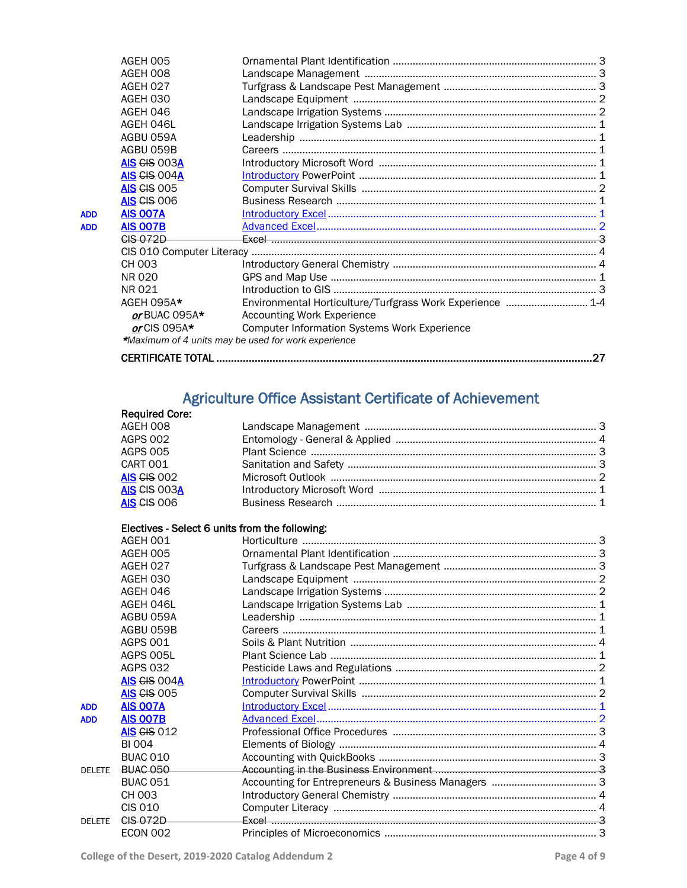| | | | |
|---|---|---|---|
| | AGEH 005 | Ornamental Plant Identification | 3 |
| | AGEH 008 | Landscape Management | 3 |
| | AGEH 027 | Turfgrass & Landscape Pest Management | 3 |
| | AGEH 030 | Landscape Equipment | 2 |
| | AGEH 046 | Landscape Irrigation Systems | 2 |
| | AGEH 046L | Landscape Irrigation Systems Lab | 1 |
| | AGBU 059A | Leadership | 1 |
| | AGBU 059B | Careers | 1 |
| | AIS ~~CIS~~ 003A | Introductory Microsoft Word | 1 |
| | AIS ~~CIS~~ 004A | Introductory PowerPoint | 1 |
| | AIS ~~CIS~~ 005 | Computer Survival Skills | 2 |
| | AIS ~~CIS~~ 006 | Business Research | 1 |
| ADD | **AIS 007A** | Introductory Excel | 1 |
| ADD | **AIS 007B** | Advanced Excel | 2 |
| | ~~CIS 072D~~ | ~~Excel~~ | ~~3~~ |
| | CIS 010 Computer Literacy | | 4 |
| | CH 003 | Introductory General Chemistry | 4 |
| | NR 020 | GPS and Map Use | 1 |
| | NR 021 | Introduction to GIS | 3 |
| | AGEH 095A* | Environmental Horticulture/Turfgrass Work Experience | 1-4 |
| | *or* BUAC 095A* | Accounting Work Experience | |
| | *or* CIS 095A* | Computer Information Systems Work Experience | |

**Maximum of 4 units may be used for work experience*

**CERTIFICATE TOTAL .................................................. 27**

## Agriculture Office Assistant Certificate of Achievement

**Required Core:**

| | | |
|---|---|---|
| AGEH 008 | Landscape Management | 3 |
| AGPS 002 | Entomology - General & Applied | 4 |
| AGPS 005 | Plant Science | 3 |
| CART 001 | Sanitation and Safety | 3 |
| AIS ~~CIS~~ 002 | Microsoft Outlook | 2 |
| AIS ~~CIS~~ 003A | Introductory Microsoft Word | 1 |
| AIS ~~CIS~~ 006 | Business Research | 1 |

**Electives - Select 6 units from the following:**

| | | | |
|---|---|---|---|
| | AGEH 001 | Horticulture | 3 |
| | AGEH 005 | Ornamental Plant Identification | 3 |
| | AGEH 027 | Turfgrass & Landscape Pest Management | 3 |
| | AGEH 030 | Landscape Equipment | 2 |
| | AGEH 046 | Landscape Irrigation Systems | 2 |
| | AGEH 046L | Landscape Irrigation Systems Lab | 1 |
| | AGBU 059A | Leadership | 1 |
| | AGBU 059B | Careers | 1 |
| | AGPS 001 | Soils & Plant Nutrition | 4 |
| | AGPS 005L | Plant Science Lab | 1 |
| | AGPS 032 | Pesticide Laws and Regulations | 2 |
| | AIS ~~CIS~~ 004A | Introductory PowerPoint | 1 |
| | AIS ~~CIS~~ 005 | Computer Survival Skills | 2 |
| ADD | **AIS 007A** | Introductory Excel | 1 |
| ADD | **AIS 007B** | Advanced Excel | 2 |
| | AIS ~~CIS~~ 012 | Professional Office Procedures | 3 |
| | BI 004 | Elements of Biology | 4 |
| | BUAC 010 | Accounting with QuickBooks | 3 |
| DELETE | ~~BUAC 050~~ | ~~Accounting in the Business Environment~~ | ~~3~~ |
| | BUAC 051 | Accounting for Entrepreneurs & Business Managers | 3 |
| | CH 003 | Introductory General Chemistry | 4 |
| | CIS 010 | Computer Literacy | 4 |
| DELETE | ~~CIS 072D~~ | ~~Excel~~ | ~~3~~ |
| | ECON 002 | Principles of Microeconomics | 3 |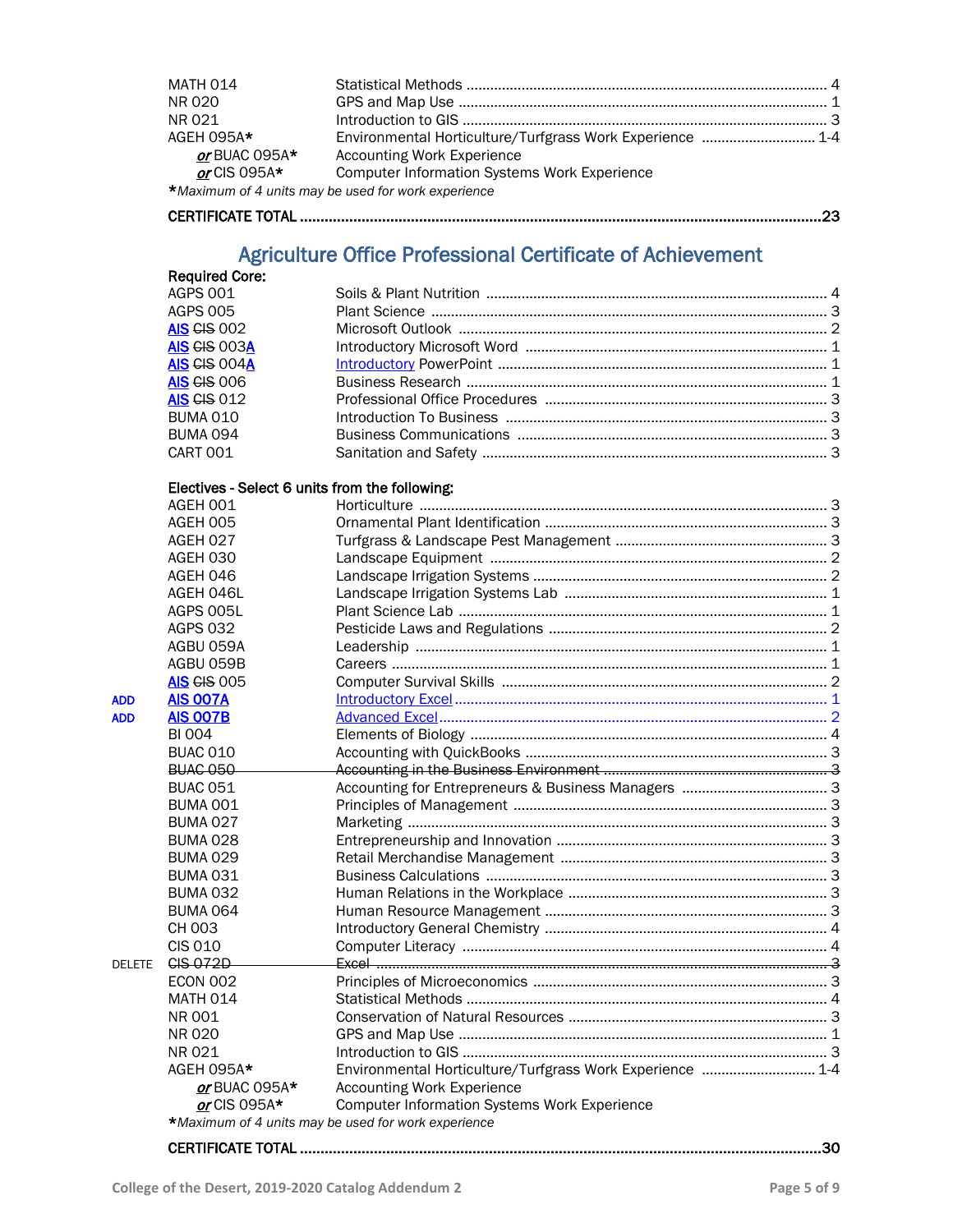| | | |
|---|---|---|
| MATH 014 | Statistical Methods | 4 |
| NR 020 | GPS and Map Use | 1 |
| NR 021 | Introduction to GIS | 3 |
| AGEH 095A* | Environmental Horticulture/Turfgrass Work Experience | 1-4 |
| *or* BUAC 095A* | Accounting Work Experience | |
| *or* CIS 095A* | Computer Information Systems Work Experience | |

**\***​*Maximum of 4 units may be used for work experience*

**CERTIFICATE TOTAL ............ 23**

## Agriculture Office Professional Certificate of Achievement

**Required Core:**

| | | |
|---|---|---|
| AGPS 001 | Soils & Plant Nutrition | 4 |
| AGPS 005 | Plant Science | 3 |
| AIS ~~CIS~~ 002 | Microsoft Outlook | 2 |
| AIS ~~CIS~~ 003A | Introductory Microsoft Word | 1 |
| AIS ~~CIS~~ 004A | Introductory PowerPoint | 1 |
| AIS ~~CIS~~ 006 | Business Research | 1 |
| AIS ~~CIS~~ 012 | Professional Office Procedures | 3 |
| BUMA 010 | Introduction To Business | 3 |
| BUMA 094 | Business Communications | 3 |
| CART 001 | Sanitation and Safety | 3 |

**Electives - Select 6 units from the following:**

| | | | |
|---|---|---|---|
| | AGEH 001 | Horticulture | 3 |
| | AGEH 005 | Ornamental Plant Identification | 3 |
| | AGEH 027 | Turfgrass & Landscape Pest Management | 3 |
| | AGEH 030 | Landscape Equipment | 2 |
| | AGEH 046 | Landscape Irrigation Systems | 2 |
| | AGEH 046L | Landscape Irrigation Systems Lab | 1 |
| | AGPS 005L | Plant Science Lab | 1 |
| | AGPS 032 | Pesticide Laws and Regulations | 2 |
| | AGBU 059A | Leadership | 1 |
| | AGBU 059B | Careers | 1 |
| | AIS ~~CIS~~ 005 | Computer Survival Skills | 2 |
| ADD | AIS 007A | Introductory Excel | 1 |
| ADD | AIS 007B | Advanced Excel | 2 |
| | BI 004 | Elements of Biology | 4 |
| | BUAC 010 | Accounting with QuickBooks | 3 |
| | ~~BUAC 050~~ | ~~Accounting in the Business Environment~~ | ~~3~~ |
| | BUAC 051 | Accounting for Entrepreneurs & Business Managers | 3 |
| | BUMA 001 | Principles of Management | 3 |
| | BUMA 027 | Marketing | 3 |
| | BUMA 028 | Entrepreneurship and Innovation | 3 |
| | BUMA 029 | Retail Merchandise Management | 3 |
| | BUMA 031 | Business Calculations | 3 |
| | BUMA 032 | Human Relations in the Workplace | 3 |
| | BUMA 064 | Human Resource Management | 3 |
| | CH 003 | Introductory General Chemistry | 4 |
| | CIS 010 | Computer Literacy | 4 |
| DELETE | ~~CIS 072D~~ | ~~Excel~~ | ~~3~~ |
| | ECON 002 | Principles of Microeconomics | 3 |
| | MATH 014 | Statistical Methods | 4 |
| | NR 001 | Conservation of Natural Resources | 3 |
| | NR 020 | GPS and Map Use | 1 |
| | NR 021 | Introduction to GIS | 3 |
| | AGEH 095A* | Environmental Horticulture/Turfgrass Work Experience | 1-4 |
| | *or* BUAC 095A* | Accounting Work Experience | |
| | *or* CIS 095A* | Computer Information Systems Work Experience | |

**\***​*Maximum of 4 units may be used for work experience*

**CERTIFICATE TOTAL ............ 30**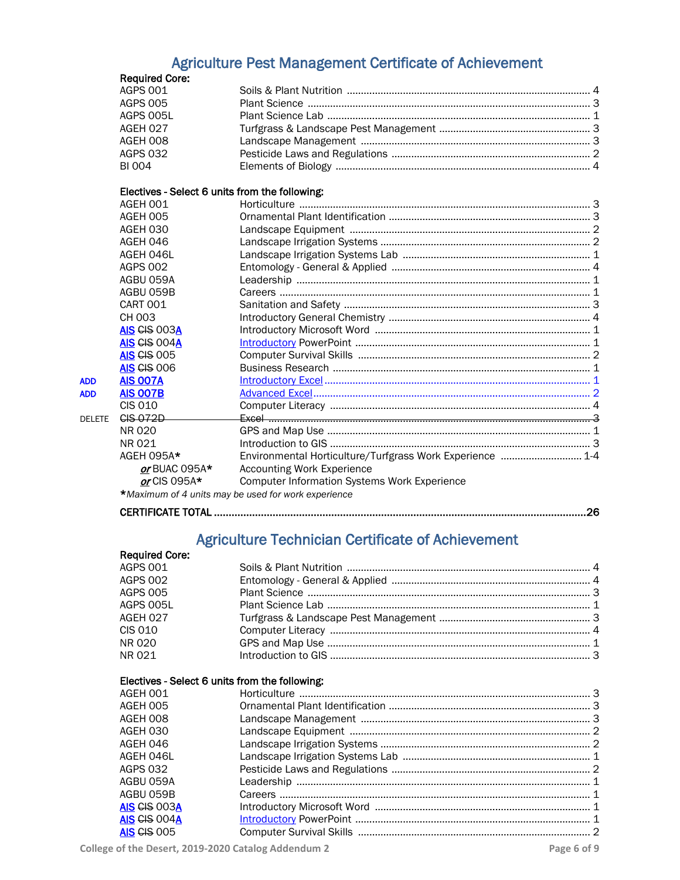## Agriculture Pest Management Certificate of Achievement

**Required Core:**

| | | | |
|---|---|---|---|
| | AGPS 001 | Soils & Plant Nutrition | 4 |
| | AGPS 005 | Plant Science | 3 |
| | AGPS 005L | Plant Science Lab | 1 |
| | AGEH 027 | Turfgrass & Landscape Pest Management | 3 |
| | AGEH 008 | Landscape Management | 3 |
| | AGPS 032 | Pesticide Laws and Regulations | 2 |
| | BI 004 | Elements of Biology | 4 |

**Electives - Select 6 units from the following:**

| | | | |
|---|---|---|---|
| | AGEH 001 | Horticulture | 3 |
| | AGEH 005 | Ornamental Plant Identification | 3 |
| | AGEH 030 | Landscape Equipment | 2 |
| | AGEH 046 | Landscape Irrigation Systems | 2 |
| | AGEH 046L | Landscape Irrigation Systems Lab | 1 |
| | AGPS 002 | Entomology - General & Applied | 4 |
| | AGBU 059A | Leadership | 1 |
| | AGBU 059B | Careers | 1 |
| | CART 001 | Sanitation and Safety | 3 |
| | CH 003 | Introductory General Chemistry | 4 |
| | **AIS** ~~CIS~~ 003**A** | Introductory Microsoft Word | 1 |
| | **AIS** ~~CIS~~ 004**A** | Introductory PowerPoint | 1 |
| | **AIS** ~~CIS~~ 005 | Computer Survival Skills | 2 |
| | **AIS** ~~CIS~~ 006 | Business Research | 1 |
| ADD | **AIS 007A** | Introductory Excel | 1 |
| ADD | **AIS 007B** | Advanced Excel | 2 |
| | CIS 010 | Computer Literacy | 4 |
| DELETE | ~~CIS 072D~~ | ~~Excel~~ | ~~3~~ |
| | NR 020 | GPS and Map Use | 1 |
| | NR 021 | Introduction to GIS | 3 |
| | AGEH 095A* | Environmental Horticulture/Turfgrass Work Experience | 1-4 |
| | *or* BUAC 095A* | Accounting Work Experience | |
| | *or* CIS 095A* | Computer Information Systems Work Experience | |

**\****Maximum of 4 units may be used for work experience*

**CERTIFICATE TOTAL .......... 26**

## Agriculture Technician Certificate of Achievement

**Required Core:**

| | | |
|---|---|---|
| AGPS 001 | Soils & Plant Nutrition | 4 |
| AGPS 002 | Entomology - General & Applied | 4 |
| AGPS 005 | Plant Science | 3 |
| AGPS 005L | Plant Science Lab | 1 |
| AGEH 027 | Turfgrass & Landscape Pest Management | 3 |
| CIS 010 | Computer Literacy | 4 |
| NR 020 | GPS and Map Use | 1 |
| NR 021 | Introduction to GIS | 3 |

**Electives - Select 6 units from the following:**

| | | |
|---|---|---|
| AGEH 001 | Horticulture | 3 |
| AGEH 005 | Ornamental Plant Identification | 3 |
| AGEH 008 | Landscape Management | 3 |
| AGEH 030 | Landscape Equipment | 2 |
| AGEH 046 | Landscape Irrigation Systems | 2 |
| AGEH 046L | Landscape Irrigation Systems Lab | 1 |
| AGPS 032 | Pesticide Laws and Regulations | 2 |
| AGBU 059A | Leadership | 1 |
| AGBU 059B | Careers | 1 |
| **AIS** ~~CIS~~ 003**A** | Introductory Microsoft Word | 1 |
| **AIS** ~~CIS~~ 004**A** | Introductory PowerPoint | 1 |
| **AIS** ~~CIS~~ 005 | Computer Survival Skills | 2 |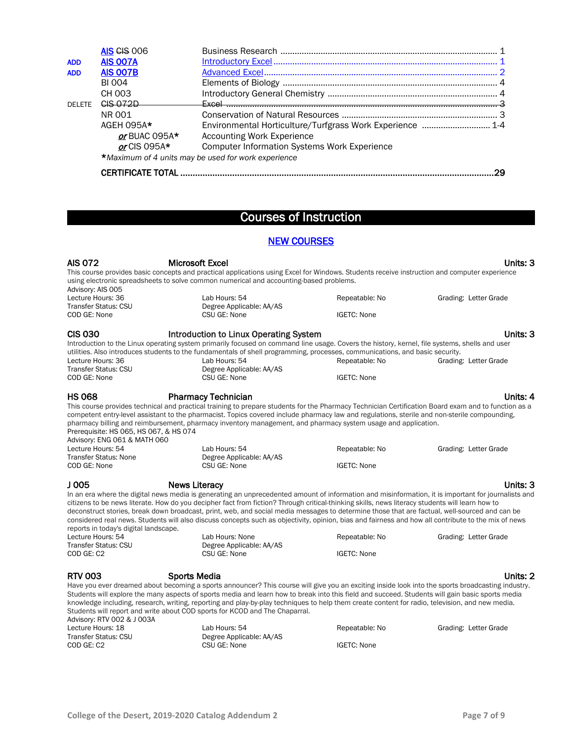| | | | |
|---|---|---|---|
| | AIS ~~CIS~~ 006 | Business Research | 1 |
| ADD | AIS 007A | Introductory Excel | 1 |
| ADD | AIS 007B | Advanced Excel | 2 |
| | BI 004 | Elements of Biology | 4 |
| | CH 003 | Introductory General Chemistry | 4 |
| DELETE | ~~CIS 072D~~ | ~~Excel~~ | ~~3~~ |
| | NR 001 | Conservation of Natural Resources | 3 |
| | AGEH 095A* | Environmental Horticulture/Turfgrass Work Experience | 1-4 |
| | *or* BUAC 095A* | Accounting Work Experience | |
| | *or* CIS 095A* | Computer Information Systems Work Experience | |

**Maximum of 4 units may be used for work experience*

**CERTIFICATE TOTAL ... 29**

# Courses of Instruction

## NEW COURSES

**AIS 072 — Microsoft Excel — Units: 3**

This course provides basic concepts and practical applications using Excel for Windows. Students receive instruction and computer experience using electronic spreadsheets to solve common numerical and accounting-based problems.

Advisory: AIS 005

| | | | |
|---|---|---|---|
| Lecture Hours: 36 | Lab Hours: 54 | Repeatable: No | Grading: Letter Grade |
| Transfer Status: CSU | Degree Applicable: AA/AS | | |
| COD GE: None | CSU GE: None | IGETC: None | |

**CIS 030 — Introduction to Linux Operating System — Units: 3**

Introduction to the Linux operating system primarily focused on command line usage. Covers the history, kernel, file systems, shells and user utilities. Also introduces students to the fundamentals of shell programming, processes, communications, and basic security.

| | | | |
|---|---|---|---|
| Lecture Hours: 36 | Lab Hours: 54 | Repeatable: No | Grading: Letter Grade |
| Transfer Status: CSU | Degree Applicable: AA/AS | | |
| COD GE: None | CSU GE: None | IGETC: None | |

**HS 068 — Pharmacy Technician — Units: 4**

This course provides technical and practical training to prepare students for the Pharmacy Technician Certification Board exam and to function as a competent entry-level assistant to the pharmacist. Topics covered include pharmacy law and regulations, sterile and non-sterile compounding, pharmacy billing and reimbursement, pharmacy inventory management, and pharmacy system usage and application.

Prerequisite: HS 065, HS 067, & HS 074

Advisory: ENG 061 & MATH 060

| | | | |
|---|---|---|---|
| Lecture Hours: 54 | Lab Hours: 54 | Repeatable: No | Grading: Letter Grade |
| Transfer Status: None | Degree Applicable: AA/AS | | |
| COD GE: None | CSU GE: None | IGETC: None | |

**J 005 — News Literacy — Units: 3**

In an era where the digital news media is generating an unprecedented amount of information and misinformation, it is important for journalists and citizens to be news literate. How do you decipher fact from fiction? Through critical-thinking skills, news literacy students will learn how to deconstruct stories, break down broadcast, print, web, and social media messages to determine those that are factual, well-sourced and can be considered real news. Students will also discuss concepts such as objectivity, opinion, bias and fairness and how all contribute to the mix of news reports in today's digital landscape.

| | | | |
|---|---|---|---|
| Lecture Hours: 54 | Lab Hours: None | Repeatable: No | Grading: Letter Grade |
| Transfer Status: CSU | Degree Applicable: AA/AS | | |
| COD GE: C2 | CSU GE: None | IGETC: None | |

**RTV 003 — Sports Media — Units: 2**

Have you ever dreamed about becoming a sports announcer? This course will give you an exciting inside look into the sports broadcasting industry. Students will explore the many aspects of sports media and learn how to break into this field and succeed. Students will gain basic sports media knowledge including, research, writing, reporting and play-by-play techniques to help them create content for radio, television, and new media. Students will report and write about COD sports for KCOD and The Chaparral.

Advisory: RTV 002 & J 003A

| | | | |
|---|---|---|---|
| Lecture Hours: 18 | Lab Hours: 54 | Repeatable: No | Grading: Letter Grade |
| Transfer Status: CSU | Degree Applicable: AA/AS | | |
| COD GE: C2 | CSU GE: None | IGETC: None | |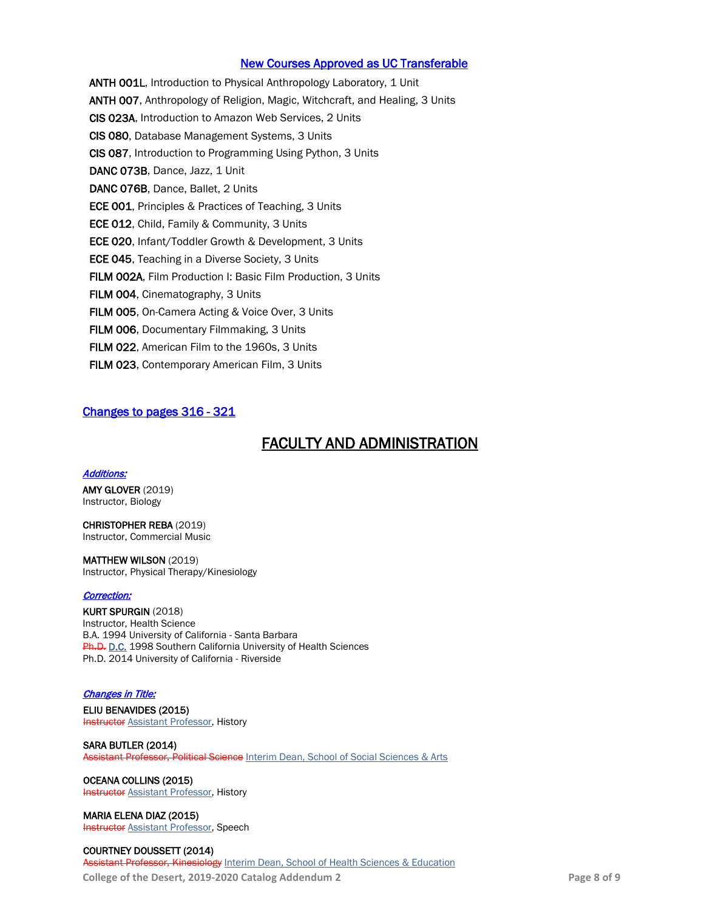## New Courses Approved as UC Transferable

**ANTH 001L**, Introduction to Physical Anthropology Laboratory, 1 Unit
**ANTH 007**, Anthropology of Religion, Magic, Witchcraft, and Healing, 3 Units
**CIS 023A**, Introduction to Amazon Web Services, 2 Units
**CIS 080**, Database Management Systems, 3 Units
**CIS 087**, Introduction to Programming Using Python, 3 Units
**DANC 073B**, Dance, Jazz, 1 Unit
**DANC 076B**, Dance, Ballet, 2 Units
**ECE 001**, Principles & Practices of Teaching, 3 Units
**ECE 012**, Child, Family & Community, 3 Units
**ECE 020**, Infant/Toddler Growth & Development, 3 Units
**ECE 045**, Teaching in a Diverse Society, 3 Units
**FILM 002A**, Film Production I: Basic Film Production, 3 Units
**FILM 004**, Cinematography, 3 Units
**FILM 005**, On-Camera Acting & Voice Over, 3 Units
**FILM 006**, Documentary Filmmaking, 3 Units
**FILM 022**, American Film to the 1960s, 3 Units
**FILM 023**, Contemporary American Film, 3 Units

## Changes to pages 316 - 321

# FACULTY AND ADMINISTRATION

***Additions:***

**AMY GLOVER** (2019)
Instructor, Biology

**CHRISTOPHER REBA** (2019)
Instructor, Commercial Music

**MATTHEW WILSON** (2019)
Instructor, Physical Therapy/Kinesiology

***Correction:***

**KURT SPURGIN** (2018)
Instructor, Health Science
B.A. 1994 University of California - Santa Barbara
~~Ph.D.~~ D.C. 1998 Southern California University of Health Sciences
Ph.D. 2014 University of California - Riverside

***Changes in Title:***

**ELIU BENAVIDES (2015)**
~~Instructor~~ Assistant Professor, History

**SARA BUTLER (2014)**
~~Assistant Professor, Political Science~~ Interim Dean, School of Social Sciences & Arts

**OCEANA COLLINS (2015)**
~~Instructor~~ Assistant Professor, History

**MARIA ELENA DIAZ (2015)**
~~Instructor~~ Assistant Professor, Speech

**COURTNEY DOUSSETT (2014)**
~~Assistant Professor, Kinesiology~~ Interim Dean, School of Health Sciences & Education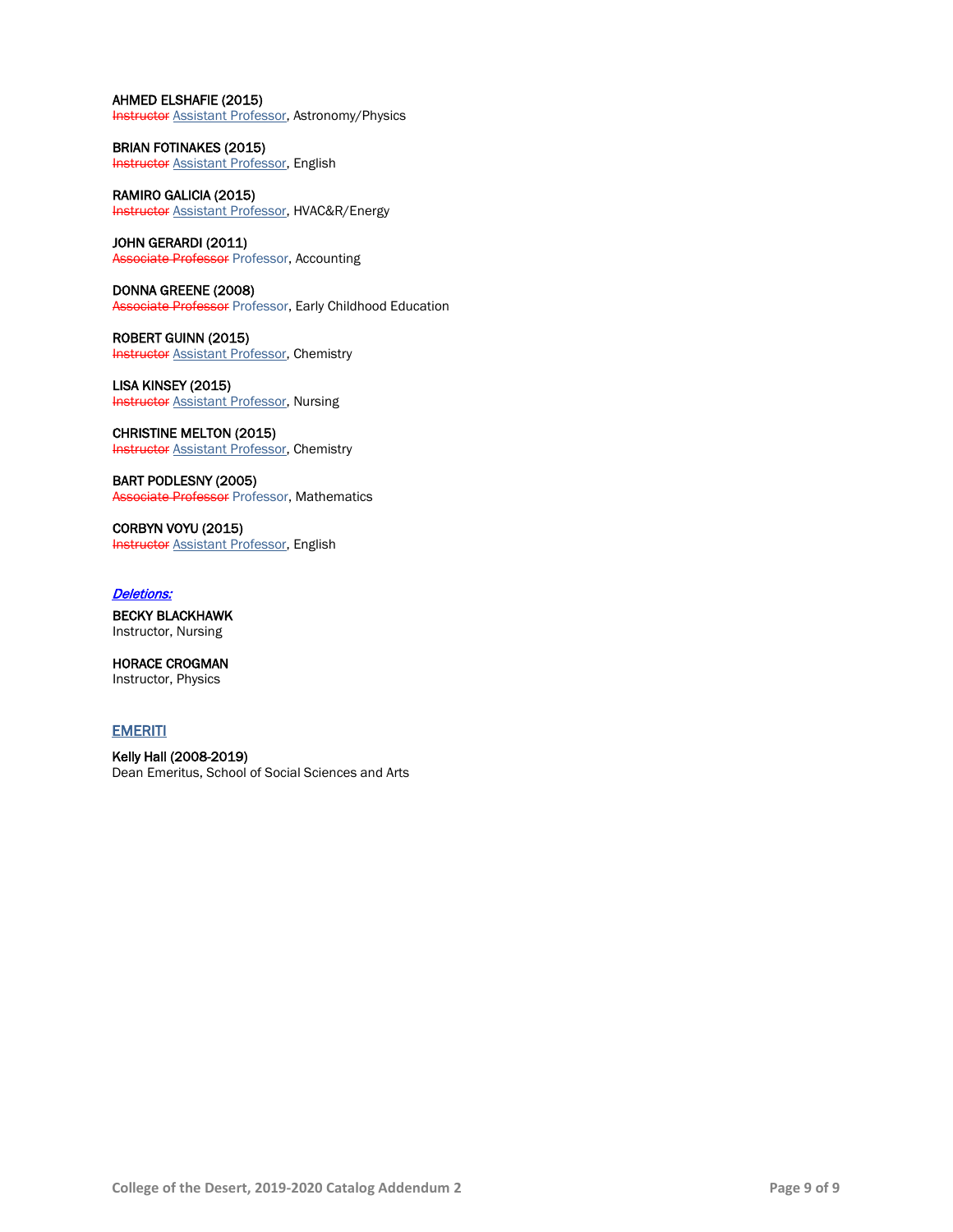**AHMED ELSHAFIE (2015)**
~~Instructor~~ Assistant Professor, Astronomy/Physics

**BRIAN FOTINAKES (2015)**
~~Instructor~~ Assistant Professor, English

**RAMIRO GALICIA (2015)**
~~Instructor~~ Assistant Professor, HVAC&R/Energy

**JOHN GERARDI (2011)**
~~Associate Professor~~ Professor, Accounting

**DONNA GREENE (2008)**
~~Associate Professor~~ Professor, Early Childhood Education

**ROBERT GUINN (2015)**
~~Instructor~~ Assistant Professor, Chemistry

**LISA KINSEY (2015)**
~~Instructor~~ Assistant Professor, Nursing

**CHRISTINE MELTON (2015)**
~~Instructor~~ Assistant Professor, Chemistry

**BART PODLESNY (2005)**
~~Associate Professor~~ Professor, Mathematics

**CORBYN VOYU (2015)**
~~Instructor~~ Assistant Professor, English

***Deletions:***

**BECKY BLACKHAWK**
Instructor, Nursing

**HORACE CROGMAN**
Instructor, Physics

## EMERITI

**Kelly Hall (2008-2019)**
Dean Emeritus, School of Social Sciences and Arts